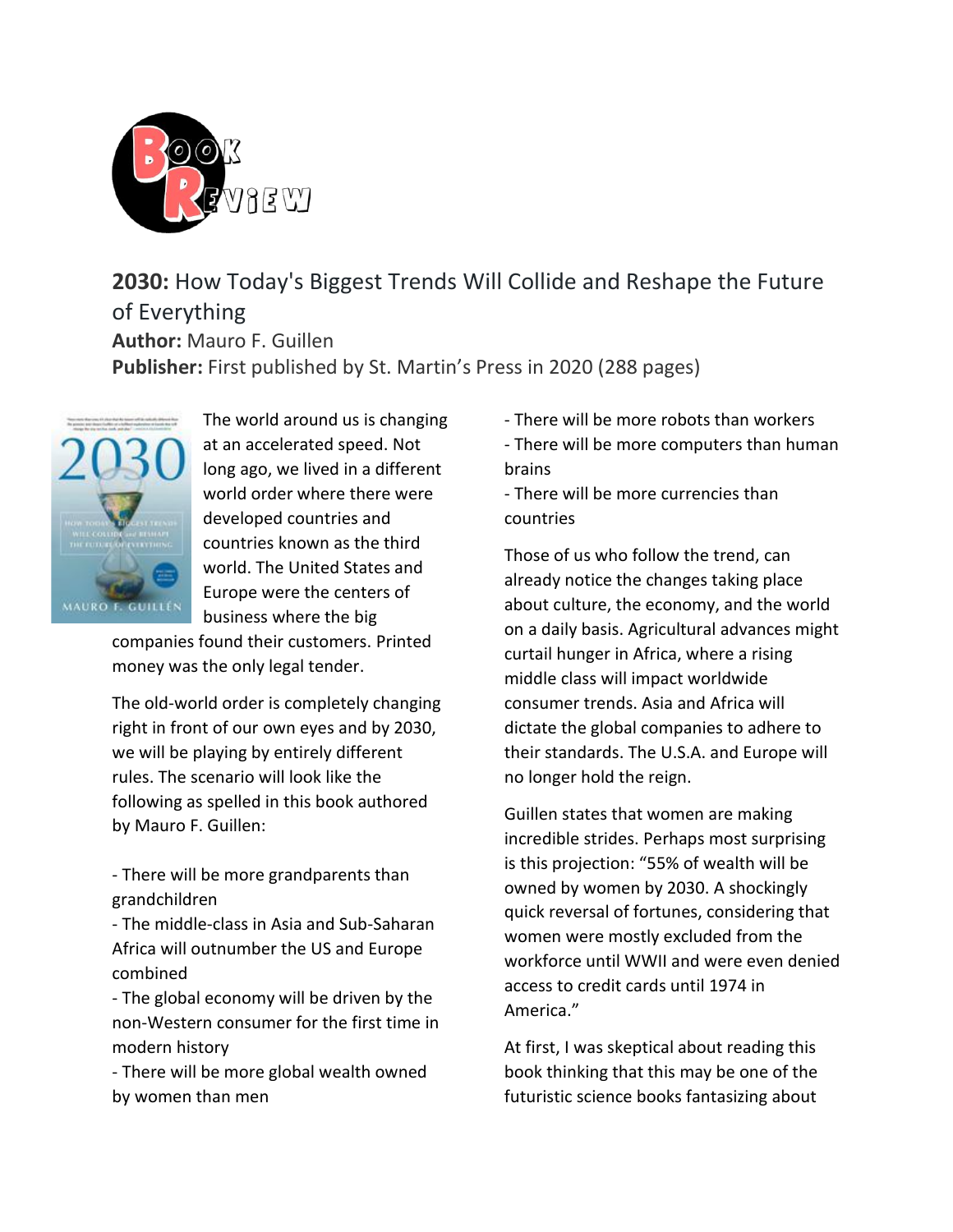**2030:** How Today's Biggest Trends Will Collide and Reshape the Future of Everything
**Author:** Mauro F. Guillen
**Publisher:** First published by St. Martin's Press in 2020 (288 pages)

The world around us is changing at an accelerated speed. Not long ago, we lived in a different world order where there were developed countries and countries known as the third world. The United States and Europe were the centers of business where the big companies found their customers. Printed money was the only legal tender.

The old-world order is completely changing right in front of our own eyes and by 2030, we will be playing by entirely different rules. The scenario will look like the following as spelled in this book authored by Mauro F. Guillen:

- There will be more grandparents than grandchildren
- The middle-class in Asia and Sub-Saharan Africa will outnumber the US and Europe combined
- The global economy will be driven by the non-Western consumer for the first time in modern history
- There will be more global wealth owned by women than men
- There will be more robots than workers
- There will be more computers than human brains
- There will be more currencies than countries

Those of us who follow the trend, can already notice the changes taking place about culture, the economy, and the world on a daily basis. Agricultural advances might curtail hunger in Africa, where a rising middle class will impact worldwide consumer trends. Asia and Africa will dictate the global companies to adhere to their standards. The U.S.A. and Europe will no longer hold the reign.

Guillen states that women are making incredible strides. Perhaps most surprising is this projection: "55% of wealth will be owned by women by 2030. A shockingly quick reversal of fortunes, considering that women were mostly excluded from the workforce until WWII and were even denied access to credit cards until 1974 in America."

At first, I was skeptical about reading this book thinking that this may be one of the futuristic science books fantasizing about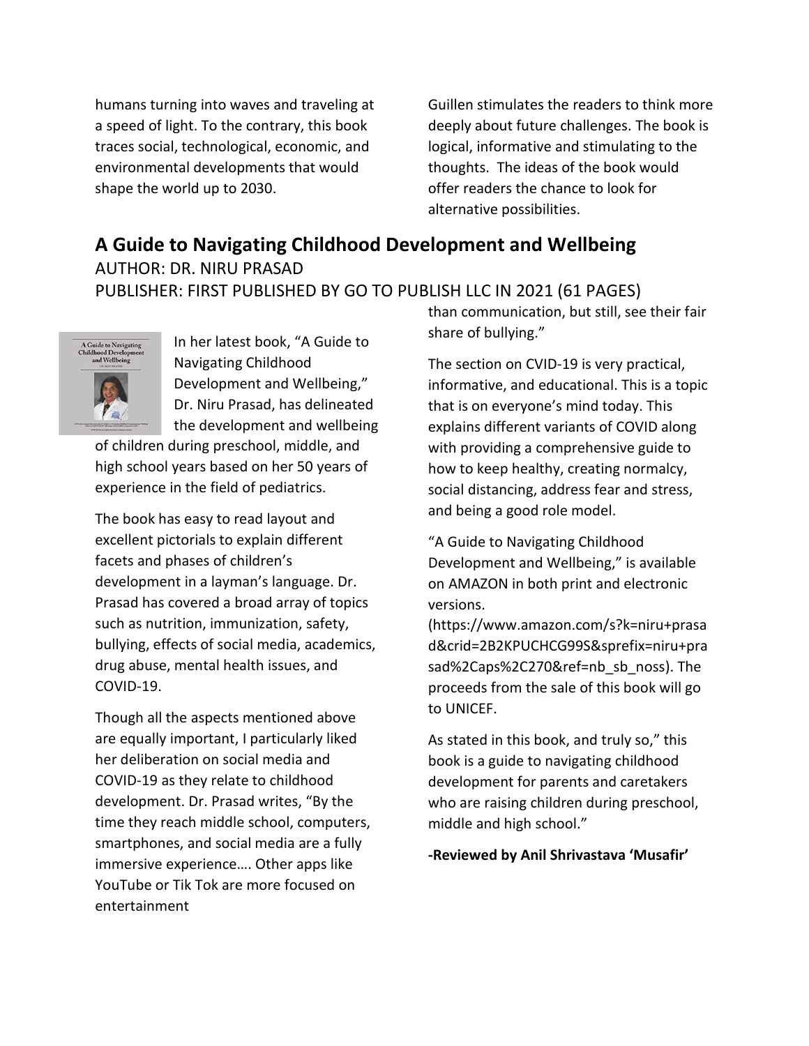humans turning into waves and traveling at a speed of light. To the contrary, this book traces social, technological, economic, and environmental developments that would shape the world up to 2030.

Guillen stimulates the readers to think more deeply about future challenges. The book is logical, informative and stimulating to the thoughts. The ideas of the book would offer readers the chance to look for alternative possibilities.

## A Guide to Navigating Childhood Development and Wellbeing

AUTHOR: DR. NIRU PRASAD
PUBLISHER: FIRST PUBLISHED BY GO TO PUBLISH LLC IN 2021 (61 PAGES)

In her latest book, "A Guide to Navigating Childhood Development and Wellbeing," Dr. Niru Prasad, has delineated the development and wellbeing of children during preschool, middle, and high school years based on her 50 years of experience in the field of pediatrics.

The book has easy to read layout and excellent pictorials to explain different facets and phases of children's development in a layman's language. Dr. Prasad has covered a broad array of topics such as nutrition, immunization, safety, bullying, effects of social media, academics, drug abuse, mental health issues, and COVID-19.

Though all the aspects mentioned above are equally important, I particularly liked her deliberation on social media and COVID-19 as they relate to childhood development. Dr. Prasad writes, "By the time they reach middle school, computers, smartphones, and social media are a fully immersive experience…. Other apps like YouTube or Tik Tok are more focused on entertainment than communication, but still, see their fair share of bullying."

The section on CVID-19 is very practical, informative, and educational. This is a topic that is on everyone's mind today. This explains different variants of COVID along with providing a comprehensive guide to how to keep healthy, creating normalcy, social distancing, address fear and stress, and being a good role model.

"A Guide to Navigating Childhood Development and Wellbeing," is available on AMAZON in both print and electronic versions. (https://www.amazon.com/s?k=niru+prasad&crid=2B2KPUCHCG99S&sprefix=niru+prasad%2Caps%2C270&ref=nb_sb_noss). The proceeds from the sale of this book will go to UNICEF.

As stated in this book, and truly so," this book is a guide to navigating childhood development for parents and caretakers who are raising children during preschool, middle and high school."

**-Reviewed by Anil Shrivastava 'Musafir'**